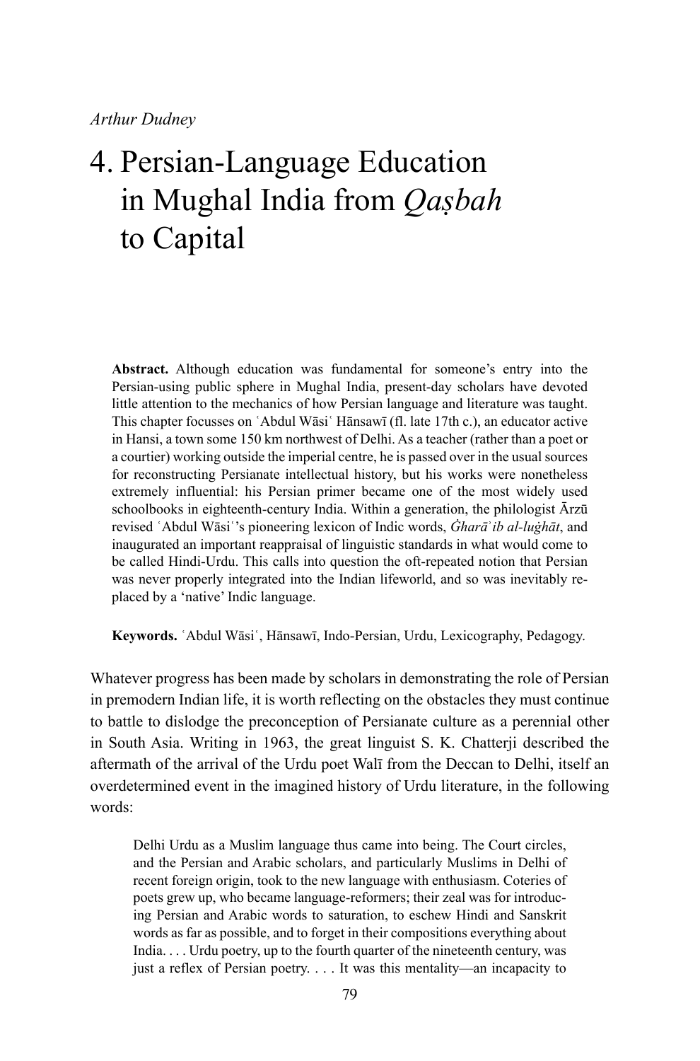*Arthur Dudney*

# 4. Persian-Language Education in Mughal India from *Qaṣbah* to Capital

**Abstract.** Although education was fundamental for someone's entry into the Persian-using public sphere in Mughal India, present-day scholars have devoted little attention to the mechanics of how Persian language and literature was taught. This chapter focusses on ʿAbdul Wāsiʿ Hānsawī (fl. late 17th c.), an educator active in Hansi, a town some 150 km northwest of Delhi. As a teacher (rather than a poet or a courtier) working outside the imperial centre, he is passed over in the usual sources for reconstructing Persianate intellectual history, but his works were nonetheless extremely influential: his Persian primer became one of the most widely used schoolbooks in eighteenth-century India. Within a generation, the philologist Ārzū revised ʿAbdul Wāsiʿ's pioneering lexicon of Indic words, *Ġharāʾib al-luġhāt*, and inaugurated an important reappraisal of linguistic standards in what would come to be called Hindi-Urdu. This calls into question the oft-repeated notion that Persian was never properly integrated into the Indian lifeworld, and so was inevitably replaced by a 'native' Indic language.

**Keywords.** ʿAbdul Wāsiʿ, Hānsawī, Indo-Persian, Urdu, Lexicography, Pedagogy.

Whatever progress has been made by scholars in demonstrating the role of Persian in premodern Indian life, it is worth reflecting on the obstacles they must continue to battle to dislodge the preconception of Persianate culture as a perennial other in South Asia. Writing in 1963, the great linguist S. K. Chatterji described the aftermath of the arrival of the Urdu poet Walī from the Deccan to Delhi, itself an overdetermined event in the imagined history of Urdu literature, in the following words:

> Delhi Urdu as a Muslim language thus came into being. The Court circles, and the Persian and Arabic scholars, and particularly Muslims in Delhi of recent foreign origin, took to the new language with enthusiasm. Coteries of poets grew up, who became language-reformers; their zeal was for introducing Persian and Arabic words to saturation, to eschew Hindi and Sanskrit words as far as possible, and to forget in their compositions everything about India. . . . Urdu poetry, up to the fourth quarter of the nineteenth century, was just a reflex of Persian poetry. . . . It was this mentality—an incapacity to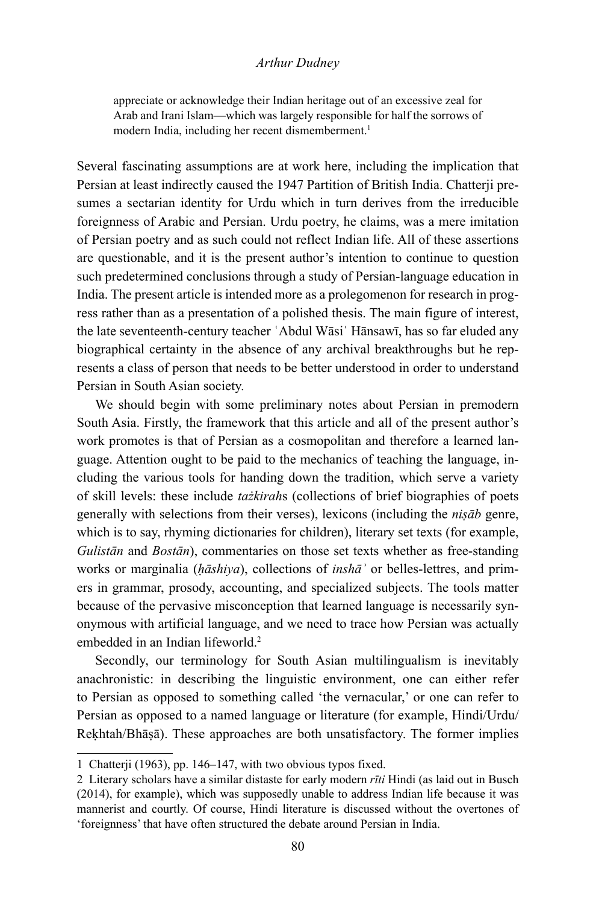> appreciate or acknowledge their Indian heritage out of an excessive zeal for Arab and Irani Islam—which was largely responsible for half the sorrows of modern India, including her recent dismemberment.[1]

Several fascinating assumptions are at work here, including the implication that Persian at least indirectly caused the 1947 Partition of British India. Chatterji presumes a sectarian identity for Urdu which in turn derives from the irreducible foreignness of Arabic and Persian. Urdu poetry, he claims, was a mere imitation of Persian poetry and as such could not reflect Indian life. All of these assertions are questionable, and it is the present author's intention to continue to question such predetermined conclusions through a study of Persian-language education in India. The present article is intended more as a prolegomenon for research in progress rather than as a presentation of a polished thesis. The main figure of interest, the late seventeenth-century teacher ʿAbdul Wāsiʿ Hānsawī, has so far eluded any biographical certainty in the absence of any archival breakthroughs but he represents a class of person that needs to be better understood in order to understand Persian in South Asian society.

We should begin with some preliminary notes about Persian in premodern South Asia. Firstly, the framework that this article and all of the present author's work promotes is that of Persian as a cosmopolitan and therefore a learned language. Attention ought to be paid to the mechanics of teaching the language, including the various tools for handing down the tradition, which serve a variety of skill levels: these include *taẕkirah*s (collections of brief biographies of poets generally with selections from their verses), lexicons (including the *niṣāb* genre, which is to say, rhyming dictionaries for children), literary set texts (for example, *Gulistān* and *Bostān*), commentaries on those set texts whether as free-standing works or marginalia (*ḥāshiya*), collections of *inshāʾ* or belles-lettres, and primers in grammar, prosody, accounting, and specialized subjects. The tools matter because of the pervasive misconception that learned language is necessarily synonymous with artificial language, and we need to trace how Persian was actually embedded in an Indian lifeworld.[2]

Secondly, our terminology for South Asian multilingualism is inevitably anachronistic: in describing the linguistic environment, one can either refer to Persian as opposed to something called 'the vernacular,' or one can refer to Persian as opposed to a named language or literature (for example, Hindi/Urdu/Reḳhtah/Bhāṣā). These approaches are both unsatisfactory. The former implies

---

1 Chatterji (1963), pp. 146–147, with two obvious typos fixed.

2 Literary scholars have a similar distaste for early modern *rīti* Hindi (as laid out in Busch (2014), for example), which was supposedly unable to address Indian life because it was mannerist and courtly. Of course, Hindi literature is discussed without the overtones of 'foreignness' that have often structured the debate around Persian in India.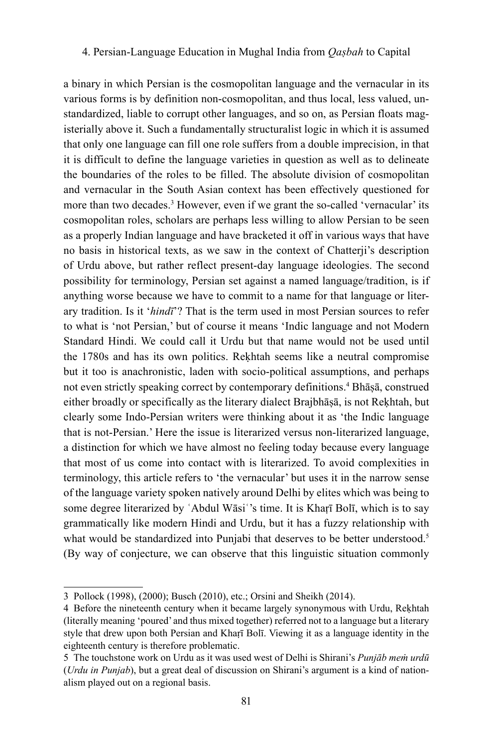a binary in which Persian is the cosmopolitan language and the vernacular in its various forms is by definition non-cosmopolitan, and thus local, less valued, unstandardized, liable to corrupt other languages, and so on, as Persian floats magisterially above it. Such a fundamentally structuralist logic in which it is assumed that only one language can fill one role suffers from a double imprecision, in that it is difficult to define the language varieties in question as well as to delineate the boundaries of the roles to be filled. The absolute division of cosmopolitan and vernacular in the South Asian context has been effectively questioned for more than two decades.[3] However, even if we grant the so-called 'vernacular' its cosmopolitan roles, scholars are perhaps less willing to allow Persian to be seen as a properly Indian language and have bracketed it off in various ways that have no basis in historical texts, as we saw in the context of Chatterji's description of Urdu above, but rather reflect present-day language ideologies. The second possibility for terminology, Persian set against a named language/tradition, is if anything worse because we have to commit to a name for that language or literary tradition. Is it '*hindī*'? That is the term used in most Persian sources to refer to what is 'not Persian,' but of course it means 'Indic language and not Modern Standard Hindi. We could call it Urdu but that name would not be used until the 1780s and has its own politics. Reḳhtah seems like a neutral compromise but it too is anachronistic, laden with socio-political assumptions, and perhaps not even strictly speaking correct by contemporary definitions.[4] Bhāṣā, construed either broadly or specifically as the literary dialect Brajbhāṣā, is not Reḳhtah, but clearly some Indo-Persian writers were thinking about it as 'the Indic language that is not-Persian.' Here the issue is literarized versus non-literarized language, a distinction for which we have almost no feeling today because every language that most of us come into contact with is literarized. To avoid complexities in terminology, this article refers to 'the vernacular' but uses it in the narrow sense of the language variety spoken natively around Delhi by elites which was being to some degree literarized by ʿAbdul Wāsiʿ's time. It is Khaṛī Bolī, which is to say grammatically like modern Hindi and Urdu, but it has a fuzzy relationship with what would be standardized into Punjabi that deserves to be better understood.[5] (By way of conjecture, we can observe that this linguistic situation commonly

---

3 Pollock (1998), (2000); Busch (2010), etc.; Orsini and Sheikh (2014).

4 Before the nineteenth century when it became largely synonymous with Urdu, Reḳhtah (literally meaning 'poured' and thus mixed together) referred not to a language but a literary style that drew upon both Persian and Khaṛī Bolī. Viewing it as a language identity in the eighteenth century is therefore problematic.

5 The touchstone work on Urdu as it was used west of Delhi is Shirani's *Punjāb meṁ urdū* (*Urdu in Punjab*), but a great deal of discussion on Shirani's argument is a kind of nationalism played out on a regional basis.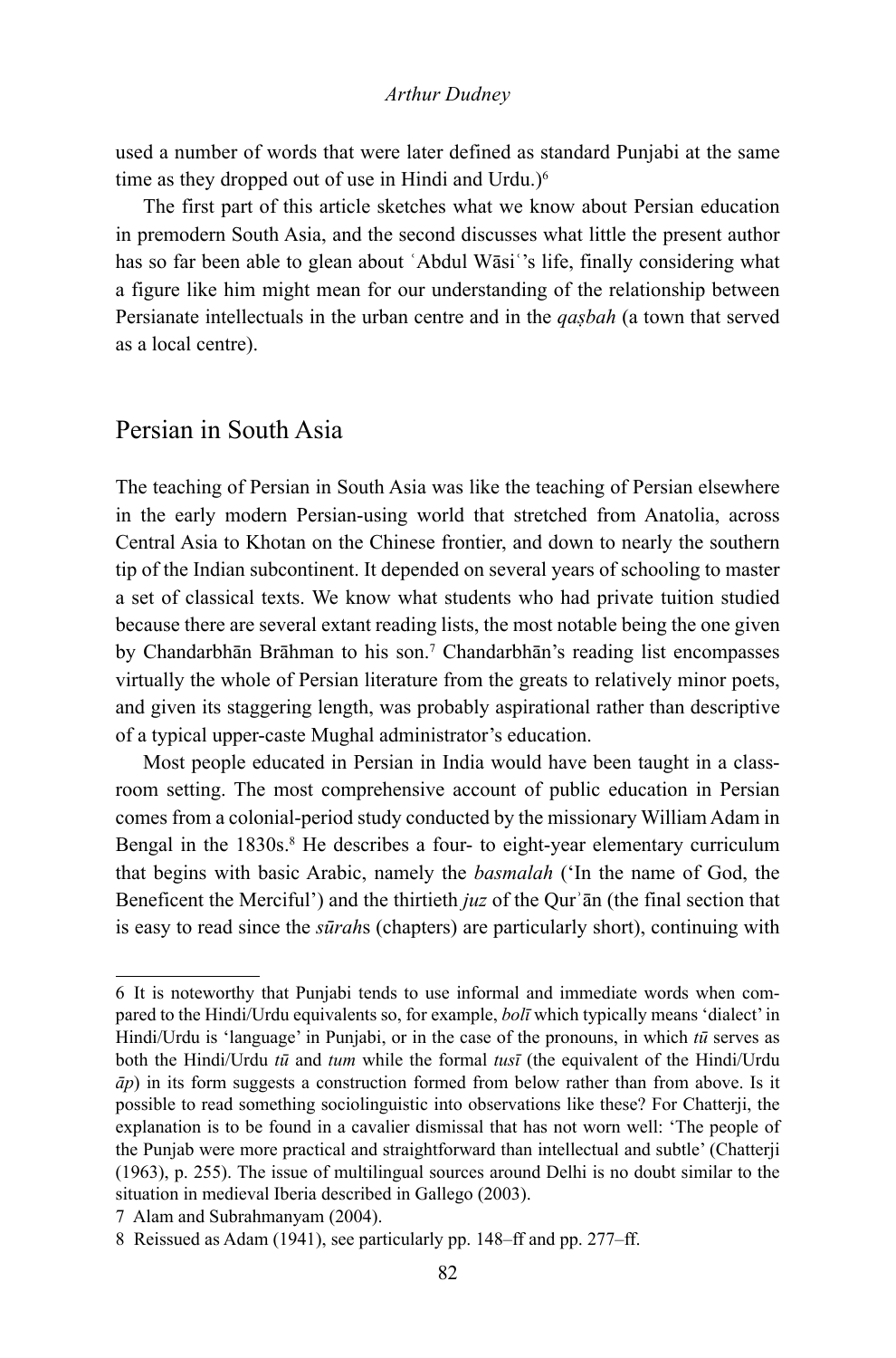used a number of words that were later defined as standard Punjabi at the same time as they dropped out of use in Hindi and Urdu.)[6]

The first part of this article sketches what we know about Persian education in premodern South Asia, and the second discusses what little the present author has so far been able to glean about ʿAbdul Wāsiʿ's life, finally considering what a figure like him might mean for our understanding of the relationship between Persianate intellectuals in the urban centre and in the *qaṣbah* (a town that served as a local centre).

## Persian in South Asia

The teaching of Persian in South Asia was like the teaching of Persian elsewhere in the early modern Persian-using world that stretched from Anatolia, across Central Asia to Khotan on the Chinese frontier, and down to nearly the southern tip of the Indian subcontinent. It depended on several years of schooling to master a set of classical texts. We know what students who had private tuition studied because there are several extant reading lists, the most notable being the one given by Chandarbhān Brāhman to his son.[7] Chandarbhān's reading list encompasses virtually the whole of Persian literature from the greats to relatively minor poets, and given its staggering length, was probably aspirational rather than descriptive of a typical upper-caste Mughal administrator's education.

Most people educated in Persian in India would have been taught in a classroom setting. The most comprehensive account of public education in Persian comes from a colonial-period study conducted by the missionary William Adam in Bengal in the 1830s.[8] He describes a four- to eight-year elementary curriculum that begins with basic Arabic, namely the *basmalah* ('In the name of God, the Beneficent the Merciful') and the thirtieth *juz* of the Qurʾān (the final section that is easy to read since the *sūrah*s (chapters) are particularly short), continuing with

---

6 It is noteworthy that Punjabi tends to use informal and immediate words when compared to the Hindi/Urdu equivalents so, for example, *bolī* which typically means 'dialect' in Hindi/Urdu is 'language' in Punjabi, or in the case of the pronouns, in which *tū* serves as both the Hindi/Urdu *tū* and *tum* while the formal *tusī* (the equivalent of the Hindi/Urdu *āp*) in its form suggests a construction formed from below rather than from above. Is it possible to read something sociolinguistic into observations like these? For Chatterji, the explanation is to be found in a cavalier dismissal that has not worn well: 'The people of the Punjab were more practical and straightforward than intellectual and subtle' (Chatterji (1963), p. 255). The issue of multilingual sources around Delhi is no doubt similar to the situation in medieval Iberia described in Gallego (2003).

7 Alam and Subrahmanyam (2004).

8 Reissued as Adam (1941), see particularly pp. 148–ff and pp. 277–ff.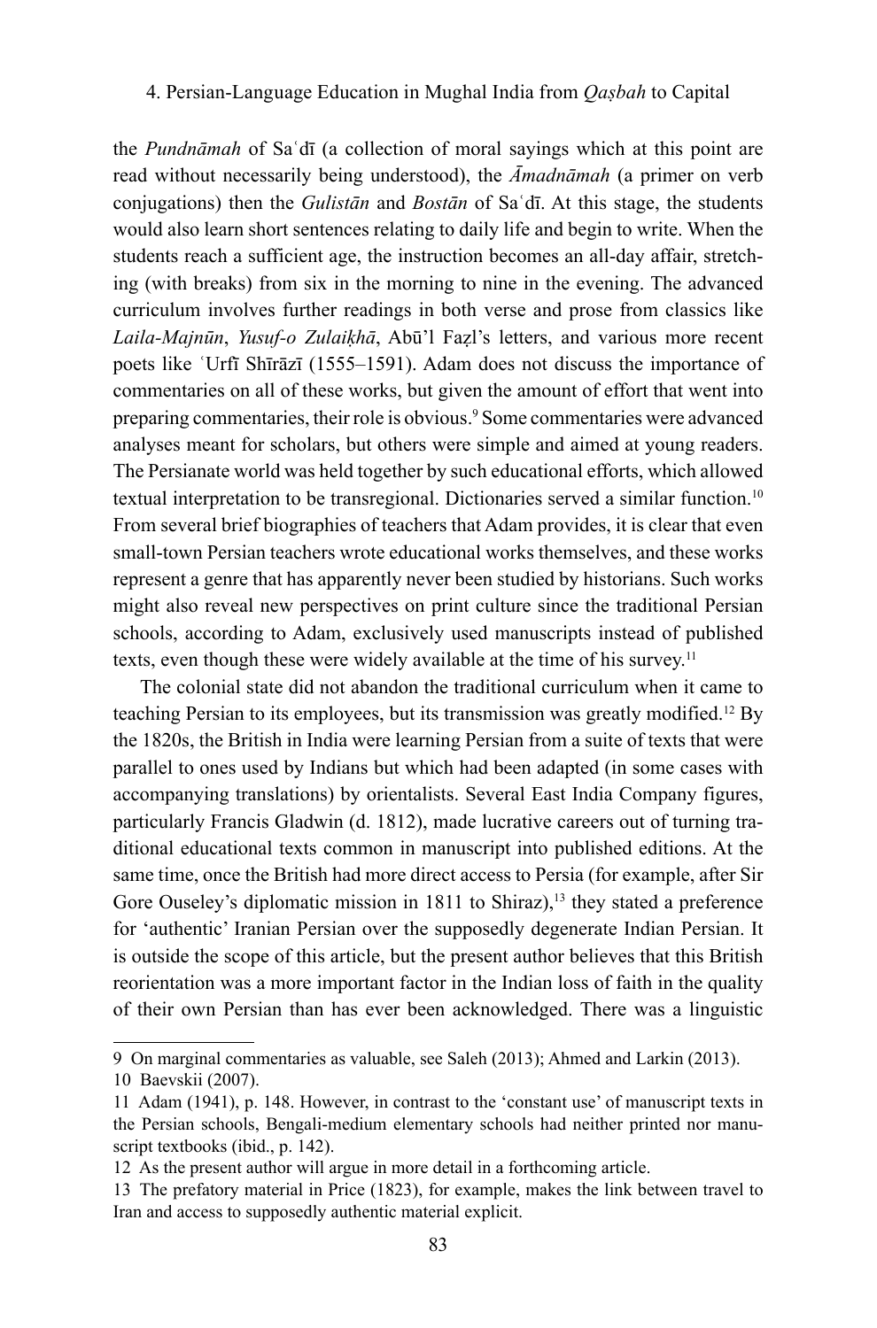the *Pundnāmah* of Saʿdī (a collection of moral sayings which at this point are read without necessarily being understood), the *Āmadnāmah* (a primer on verb conjugations) then the *Gulistān* and *Bostān* of Saʿdī. At this stage, the students would also learn short sentences relating to daily life and begin to write. When the students reach a sufficient age, the instruction becomes an all-day affair, stretching (with breaks) from six in the morning to nine in the evening. The advanced curriculum involves further readings in both verse and prose from classics like *Laila-Majnūn*, *Yusuf-o Zulaikhā*, Abū'l Fażl's letters, and various more recent poets like ʿUrfī Shīrāzī (1555–1591). Adam does not discuss the importance of commentaries on all of these works, but given the amount of effort that went into preparing commentaries, their role is obvious.[9] Some commentaries were advanced analyses meant for scholars, but others were simple and aimed at young readers. The Persianate world was held together by such educational efforts, which allowed textual interpretation to be transregional. Dictionaries served a similar function.[10] From several brief biographies of teachers that Adam provides, it is clear that even small-town Persian teachers wrote educational works themselves, and these works represent a genre that has apparently never been studied by historians. Such works might also reveal new perspectives on print culture since the traditional Persian schools, according to Adam, exclusively used manuscripts instead of published texts, even though these were widely available at the time of his survey.[11]

The colonial state did not abandon the traditional curriculum when it came to teaching Persian to its employees, but its transmission was greatly modified.[12] By the 1820s, the British in India were learning Persian from a suite of texts that were parallel to ones used by Indians but which had been adapted (in some cases with accompanying translations) by orientalists. Several East India Company figures, particularly Francis Gladwin (d. 1812), made lucrative careers out of turning traditional educational texts common in manuscript into published editions. At the same time, once the British had more direct access to Persia (for example, after Sir Gore Ouseley's diplomatic mission in 1811 to Shiraz),[13] they stated a preference for 'authentic' Iranian Persian over the supposedly degenerate Indian Persian. It is outside the scope of this article, but the present author believes that this British reorientation was a more important factor in the Indian loss of faith in the quality of their own Persian than has ever been acknowledged. There was a linguistic

---

9 On marginal commentaries as valuable, see Saleh (2013); Ahmed and Larkin (2013).

10 Baevskii (2007).

11 Adam (1941), p. 148. However, in contrast to the 'constant use' of manuscript texts in the Persian schools, Bengali-medium elementary schools had neither printed nor manuscript textbooks (ibid., p. 142).

12 As the present author will argue in more detail in a forthcoming article.

13 The prefatory material in Price (1823), for example, makes the link between travel to Iran and access to supposedly authentic material explicit.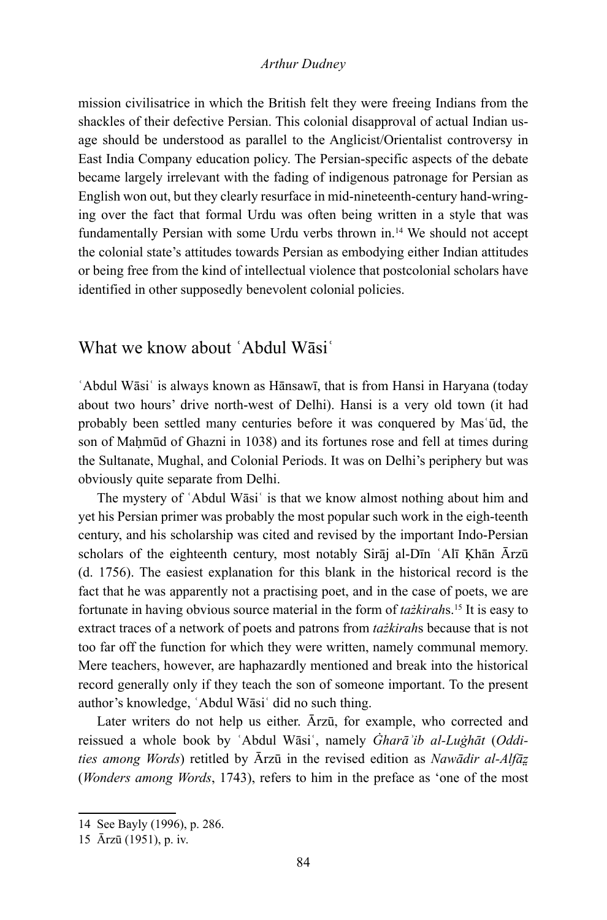mission civilisatrice in which the British felt they were freeing Indians from the shackles of their defective Persian. This colonial disapproval of actual Indian usage should be understood as parallel to the Anglicist/Orientalist controversy in East India Company education policy. The Persian-specific aspects of the debate became largely irrelevant with the fading of indigenous patronage for Persian as English won out, but they clearly resurface in mid-nineteenth-century hand-wringing over the fact that formal Urdu was often being written in a style that was fundamentally Persian with some Urdu verbs thrown in.[14] We should not accept the colonial state's attitudes towards Persian as embodying either Indian attitudes or being free from the kind of intellectual violence that postcolonial scholars have identified in other supposedly benevolent colonial policies.

## What we know about ʿAbdul Wāsiʿ

ʿAbdul Wāsiʿ is always known as Hānsawī, that is from Hansi in Haryana (today about two hours' drive north-west of Delhi). Hansi is a very old town (it had probably been settled many centuries before it was conquered by Masʿūd, the son of Maḥmūd of Ghazni in 1038) and its fortunes rose and fell at times during the Sultanate, Mughal, and Colonial Periods. It was on Delhi's periphery but was obviously quite separate from Delhi.

The mystery of ʿAbdul Wāsiʿ is that we know almost nothing about him and yet his Persian primer was probably the most popular such work in the eigh-teenth century, and his scholarship was cited and revised by the important Indo-Persian scholars of the eighteenth century, most notably Sirāj al-Dīn ʿAlī Ḳhān Ārzū (d. 1756). The easiest explanation for this blank in the historical record is the fact that he was apparently not a practising poet, and in the case of poets, we are fortunate in having obvious source material in the form of *tażkirah*s.[15] It is easy to extract traces of a network of poets and patrons from *tażkirah*s because that is not too far off the function for which they were written, namely communal memory. Mere teachers, however, are haphazardly mentioned and break into the historical record generally only if they teach the son of someone important. To the present author's knowledge, ʿAbdul Wāsiʿ did no such thing.

Later writers do not help us either. Ārzū, for example, who corrected and reissued a whole book by ʿAbdul Wāsiʿ, namely *Ġharāʾib al-Luġhāt* (*Oddities among Words*) retitled by Ārzū in the revised edition as *Nawādir al-Alfāẓ* (*Wonders among Words*, 1743), refers to him in the preface as 'one of the most

---

14 See Bayly (1996), p. 286.

15 Ārzū (1951), p. iv.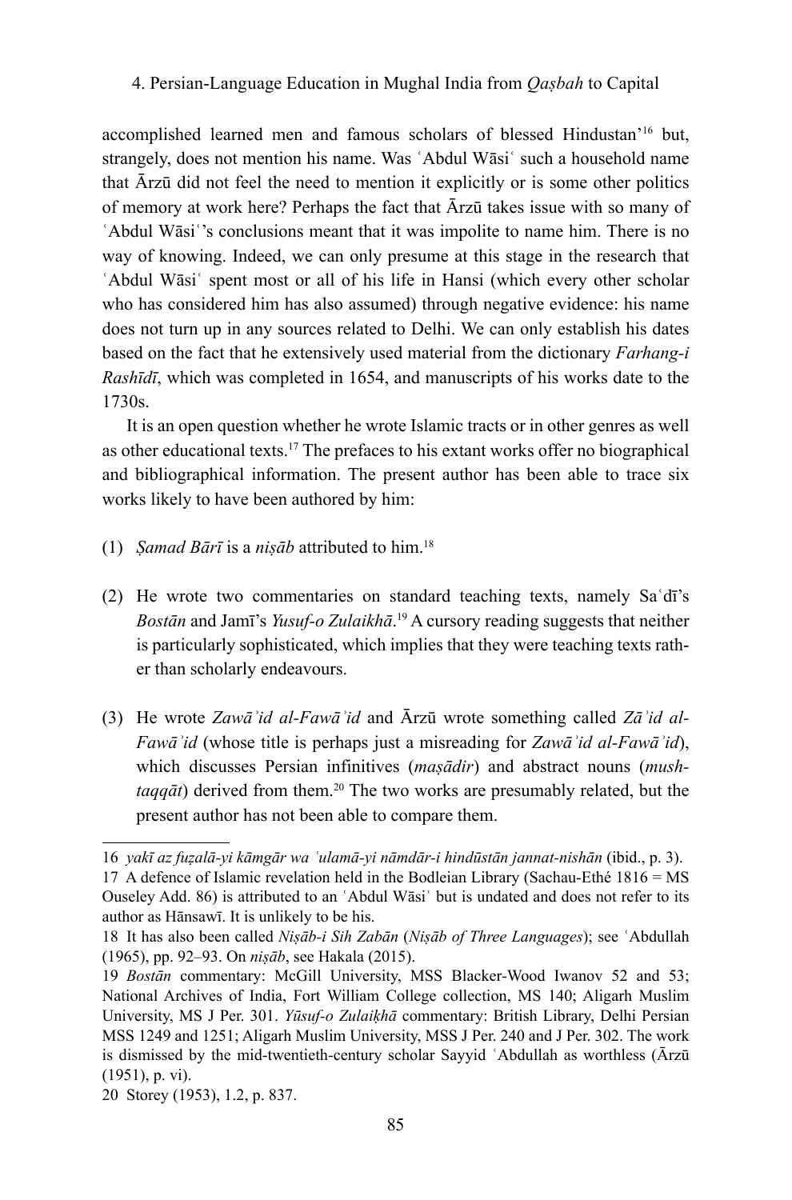accomplished learned men and famous scholars of blessed Hindustan'[16] but, strangely, does not mention his name. Was ʿAbdul Wāsiʿ such a household name that Ārzū did not feel the need to mention it explicitly or is some other politics of memory at work here? Perhaps the fact that Ārzū takes issue with so many of ʿAbdul Wāsiʿ's conclusions meant that it was impolite to name him. There is no way of knowing. Indeed, we can only presume at this stage in the research that ʿAbdul Wāsiʿ spent most or all of his life in Hansi (which every other scholar who has considered him has also assumed) through negative evidence: his name does not turn up in any sources related to Delhi. We can only establish his dates based on the fact that he extensively used material from the dictionary *Farhang-i Rashīdī*, which was completed in 1654, and manuscripts of his works date to the 1730s.

It is an open question whether he wrote Islamic tracts or in other genres as well as other educational texts.[17] The prefaces to his extant works offer no biographical and bibliographical information. The present author has been able to trace six works likely to have been authored by him:

(1) *Ṣamad Bārī* is a *niṣāb* attributed to him.[18]

(2) He wrote two commentaries on standard teaching texts, namely Saʿdī's *Bostān* and Jamī's *Yusuf-o Zulaikhā*.[19] A cursory reading suggests that neither is particularly sophisticated, which implies that they were teaching texts rather than scholarly endeavours.

(3) He wrote *Zawāʾid al-Fawāʾid* and Ārzū wrote something called *Zāʾid al-Fawāʾid* (whose title is perhaps just a misreading for *Zawāʾid al-Fawāʾid*), which discusses Persian infinitives (*maṣādir*) and abstract nouns (*mushtaqqāt*) derived from them.[20] The two works are presumably related, but the present author has not been able to compare them.

---

16 *yakī az fuẓalā-yi kāmgār wa ʿulamā-yi nāmdār-i hindūstān jannat-nishān* (ibid., p. 3).

17 A defence of Islamic revelation held in the Bodleian Library (Sachau-Ethé 1816 = MS Ouseley Add. 86) is attributed to an ʿAbdul Wāsiʿ but is undated and does not refer to its author as Hānsawī. It is unlikely to be his.

18 It has also been called *Niṣāb-i Sih Zabān* (*Niṣāb of Three Languages*); see ʿAbdullah (1965), pp. 92–93. On *niṣāb*, see Hakala (2015).

19 *Bostān* commentary: McGill University, MSS Blacker-Wood Iwanov 52 and 53; National Archives of India, Fort William College collection, MS 140; Aligarh Muslim University, MS J Per. 301. *Yūsuf-o Zulaiḳhā* commentary: British Library, Delhi Persian MSS 1249 and 1251; Aligarh Muslim University, MSS J Per. 240 and J Per. 302. The work is dismissed by the mid-twentieth-century scholar Sayyid ʿAbdullah as worthless (Ārzū (1951), p. vi).

20 Storey (1953), 1.2, p. 837.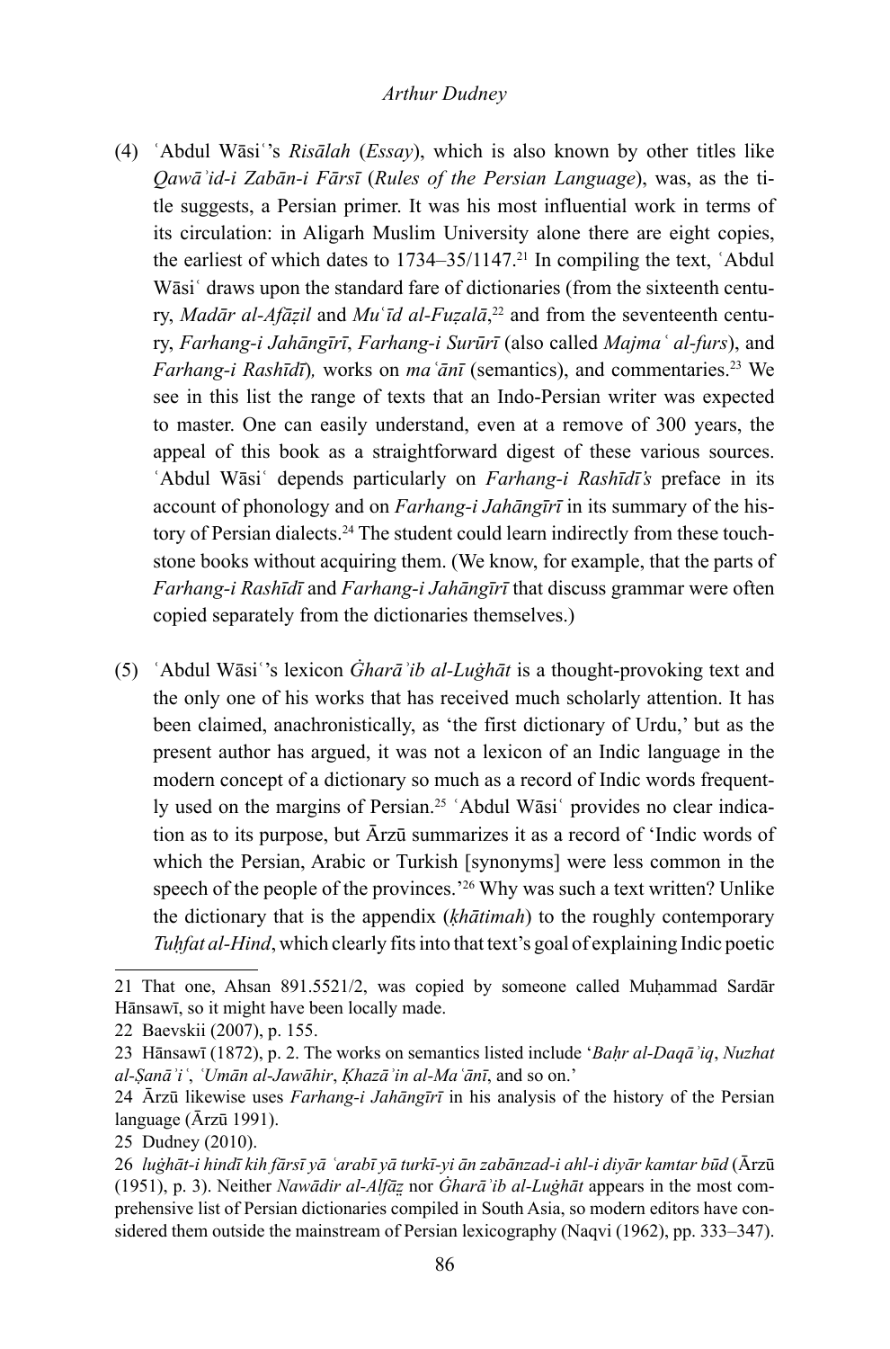(4) ʿAbdul Wāsiʿ's *Risālah* (*Essay*), which is also known by other titles like *Qawāʾid-i Zabān-i Fārsī* (*Rules of the Persian Language*), was, as the title suggests, a Persian primer. It was his most influential work in terms of its circulation: in Aligarh Muslim University alone there are eight copies, the earliest of which dates to 1734–35/1147.[21] In compiling the text, ʿAbdul Wāsiʿ draws upon the standard fare of dictionaries (from the sixteenth century, *Madār al-Afāẓil* and *Muʿīd al-Fuẓalā*,[22] and from the seventeenth century, *Farhang-i Jahāngīrī*, *Farhang-i Surūrī* (also called *Majmaʿ al-furs*), and *Farhang-i Rashīdī*), works on *maʿānī* (semantics), and commentaries.[23] We see in this list the range of texts that an Indo-Persian writer was expected to master. One can easily understand, even at a remove of 300 years, the appeal of this book as a straightforward digest of these various sources. ʿAbdul Wāsiʿ depends particularly on *Farhang-i Rashīdī's* preface in its account of phonology and on *Farhang-i Jahāngīrī* in its summary of the history of Persian dialects.[24] The student could learn indirectly from these touchstone books without acquiring them. (We know, for example, that the parts of *Farhang-i Rashīdī* and *Farhang-i Jahāngīrī* that discuss grammar were often copied separately from the dictionaries themselves.)

(5) ʿAbdul Wāsiʿ's lexicon *Ġharāʾib al-Luġhāt* is a thought-provoking text and the only one of his works that has received much scholarly attention. It has been claimed, anachronistically, as 'the first dictionary of Urdu,' but as the present author has argued, it was not a lexicon of an Indic language in the modern concept of a dictionary so much as a record of Indic words frequently used on the margins of Persian.[25] ʿAbdul Wāsiʿ provides no clear indication as to its purpose, but Ārzū summarizes it as a record of 'Indic words of which the Persian, Arabic or Turkish [synonyms] were less common in the speech of the people of the provinces.'[26] Why was such a text written? Unlike the dictionary that is the appendix (*ḳhātimah*) to the roughly contemporary *Tuḥfat al-Hind*, which clearly fits into that text's goal of explaining Indic poetic

---

21 That one, Ahsan 891.5521/2, was copied by someone called Muḥammad Sardār Hānsawī, so it might have been locally made.

22 Baevskii (2007), p. 155.

23 Hānsawī (1872), p. 2. The works on semantics listed include '*Baḥr al-Daqāʾiq*, *Nuzhat al-Ṣanāʾiʿ*, *ʿUmān al-Jawāhir*, *Ḳhazāʾin al-Maʿānī*, and so on.'

24 Ārzū likewise uses *Farhang-i Jahāngīrī* in his analysis of the history of the Persian language (Ārzū 1991).

25 Dudney (2010).

26 *luġhāt-i hindī kih fārsī yā ʿarabī yā turkī-yi ān zabānzad-i ahl-i diyār kamtar būd* (Ārzū (1951), p. 3). Neither *Nawādir al-Alfāẓ* nor *Ġharāʾib al-Luġhāt* appears in the most comprehensive list of Persian dictionaries compiled in South Asia, so modern editors have considered them outside the mainstream of Persian lexicography (Naqvi (1962), pp. 333–347).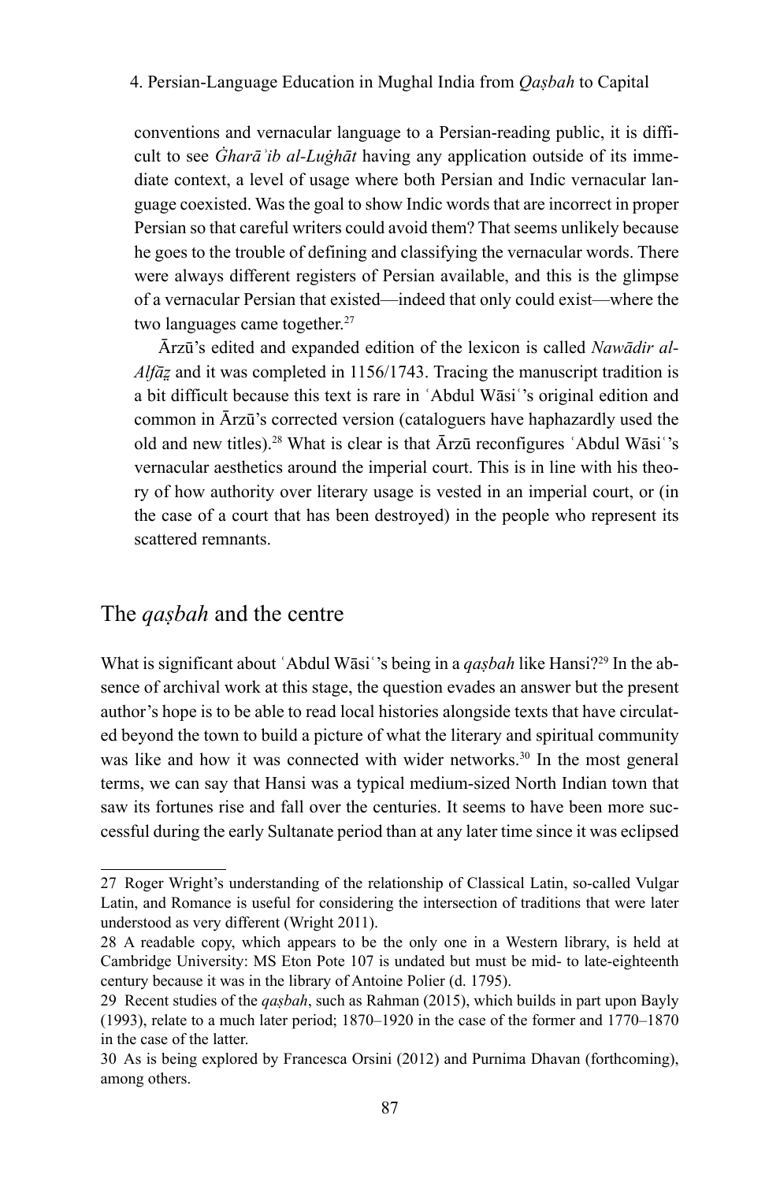conventions and vernacular language to a Persian-reading public, it is difficult to see *Ġharāʾib al-Luġhāt* having any application outside of its immediate context, a level of usage where both Persian and Indic vernacular language coexisted. Was the goal to show Indic words that are incorrect in proper Persian so that careful writers could avoid them? That seems unlikely because he goes to the trouble of defining and classifying the vernacular words. There were always different registers of Persian available, and this is the glimpse of a vernacular Persian that existed—indeed that only could exist—where the two languages came together.[27]

Ārzū's edited and expanded edition of the lexicon is called *Nawādir al-Alfāẓ* and it was completed in 1156/1743. Tracing the manuscript tradition is a bit difficult because this text is rare in ʿAbdul Wāsiʿ's original edition and common in Ārzū's corrected version (cataloguers have haphazardly used the old and new titles).[28] What is clear is that Ārzū reconfigures ʿAbdul Wāsiʿ's vernacular aesthetics around the imperial court. This is in line with his theory of how authority over literary usage is vested in an imperial court, or (in the case of a court that has been destroyed) in the people who represent its scattered remnants.

## The *qaṣbah* and the centre

What is significant about ʿAbdul Wāsiʿ's being in a *qaṣbah* like Hansi?[29] In the absence of archival work at this stage, the question evades an answer but the present author's hope is to be able to read local histories alongside texts that have circulated beyond the town to build a picture of what the literary and spiritual community was like and how it was connected with wider networks.[30] In the most general terms, we can say that Hansi was a typical medium-sized North Indian town that saw its fortunes rise and fall over the centuries. It seems to have been more successful during the early Sultanate period than at any later time since it was eclipsed

---

27 Roger Wright's understanding of the relationship of Classical Latin, so-called Vulgar Latin, and Romance is useful for considering the intersection of traditions that were later understood as very different (Wright 2011).

28 A readable copy, which appears to be the only one in a Western library, is held at Cambridge University: MS Eton Pote 107 is undated but must be mid- to late-eighteenth century because it was in the library of Antoine Polier (d. 1795).

29 Recent studies of the *qaṣbah*, such as Rahman (2015), which builds in part upon Bayly (1993), relate to a much later period; 1870–1920 in the case of the former and 1770–1870 in the case of the latter.

30 As is being explored by Francesca Orsini (2012) and Purnima Dhavan (forthcoming), among others.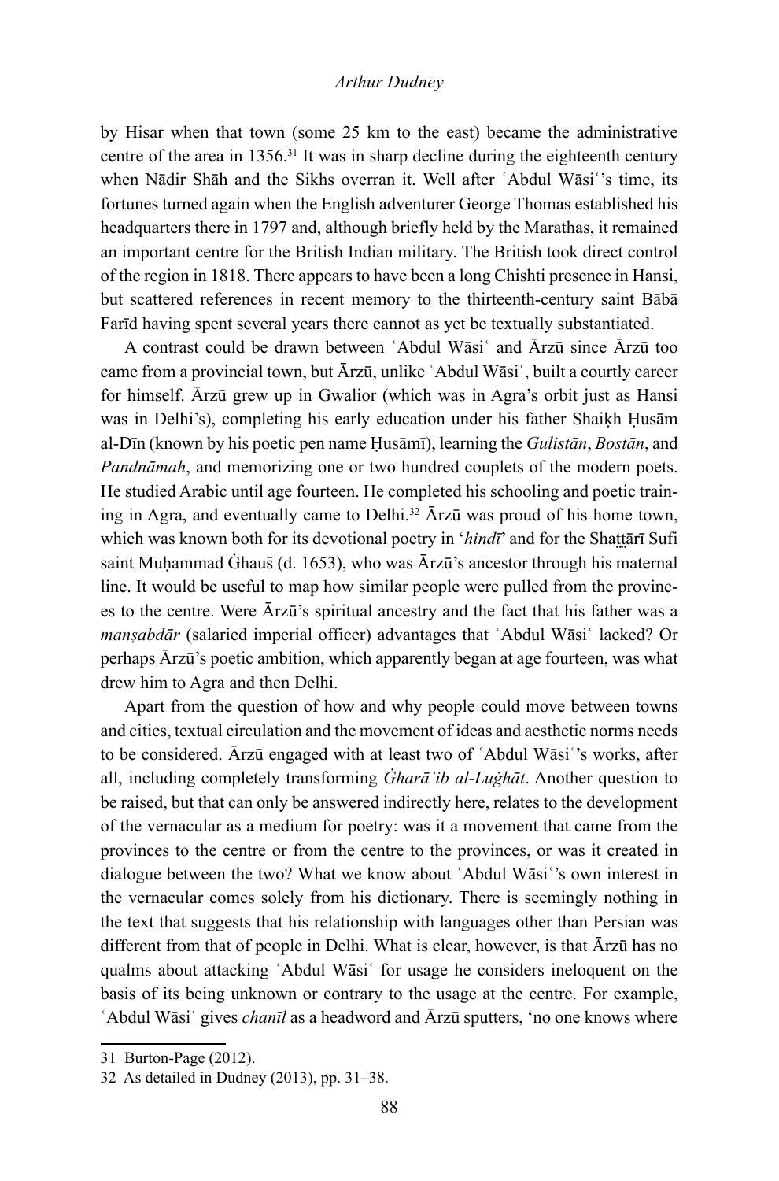by Hisar when that town (some 25 km to the east) became the administrative centre of the area in 1356.[31] It was in sharp decline during the eighteenth century when Nādir Shāh and the Sikhs overran it. Well after ʿAbdul Wāsiʿ's time, its fortunes turned again when the English adventurer George Thomas established his headquarters there in 1797 and, although briefly held by the Marathas, it remained an important centre for the British Indian military. The British took direct control of the region in 1818. There appears to have been a long Chishti presence in Hansi, but scattered references in recent memory to the thirteenth-century saint Bābā Farīd having spent several years there cannot as yet be textually substantiated.

A contrast could be drawn between ʿAbdul Wāsiʿ and Ārzū since Ārzū too came from a provincial town, but Ārzū, unlike ʿAbdul Wāsiʿ, built a courtly career for himself. Ārzū grew up in Gwalior (which was in Agra's orbit just as Hansi was in Delhi's), completing his early education under his father Shaiḳh Ḥusām al-Dīn (known by his poetic pen name Ḥusāmī), learning the *Gulistān*, *Bostān*, and *Pandnāmah*, and memorizing one or two hundred couplets of the modern poets. He studied Arabic until age fourteen. He completed his schooling and poetic training in Agra, and eventually came to Delhi.[32] Ārzū was proud of his home town, which was known both for its devotional poetry in '*hindī*' and for the Shaṯṯārī Sufi saint Muḥammad Ġhaus̤ (d. 1653), who was Ārzū's ancestor through his maternal line. It would be useful to map how similar people were pulled from the provinces to the centre. Were Ārzū's spiritual ancestry and the fact that his father was a *manṣabdār* (salaried imperial officer) advantages that ʿAbdul Wāsiʿ lacked? Or perhaps Ārzū's poetic ambition, which apparently began at age fourteen, was what drew him to Agra and then Delhi.

Apart from the question of how and why people could move between towns and cities, textual circulation and the movement of ideas and aesthetic norms needs to be considered. Ārzū engaged with at least two of ʿAbdul Wāsiʿ's works, after all, including completely transforming *Ġharāʾib al-Luġhāt*. Another question to be raised, but that can only be answered indirectly here, relates to the development of the vernacular as a medium for poetry: was it a movement that came from the provinces to the centre or from the centre to the provinces, or was it created in dialogue between the two? What we know about ʿAbdul Wāsiʿ's own interest in the vernacular comes solely from his dictionary. There is seemingly nothing in the text that suggests that his relationship with languages other than Persian was different from that of people in Delhi. What is clear, however, is that Ārzū has no qualms about attacking ʿAbdul Wāsiʿ for usage he considers ineloquent on the basis of its being unknown or contrary to the usage at the centre. For example, ʿAbdul Wāsiʿ gives *chanīl* as a headword and Ārzū sputters, 'no one knows where

31 Burton-Page (2012).

32 As detailed in Dudney (2013), pp. 31–38.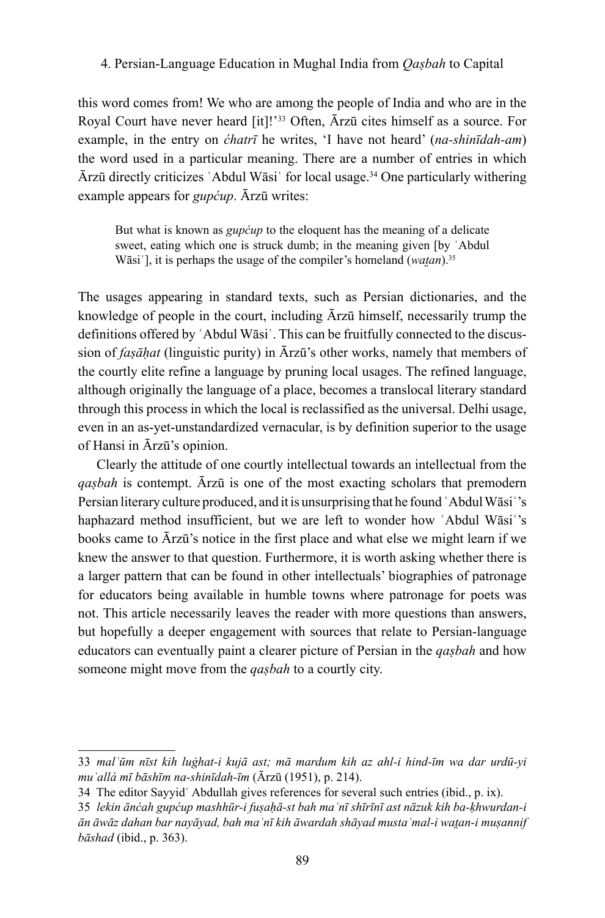this word comes from! We who are among the people of India and who are in the Royal Court have never heard [it]!'[33] Often, Ārzū cites himself as a source. For example, in the entry on *ćhatrī* he writes, 'I have not heard' (*na-shinīdah-am*) the word used in a particular meaning. There are a number of entries in which Ārzū directly criticizes ʿAbdul Wāsiʿ for local usage.[34] One particularly withering example appears for *gupćup*. Ārzū writes:

> But what is known as *gupćup* to the eloquent has the meaning of a delicate sweet, eating which one is struck dumb; in the meaning given [by ʿAbdul Wāsiʿ], it is perhaps the usage of the compiler's homeland (*waṭan*).[35]

The usages appearing in standard texts, such as Persian dictionaries, and the knowledge of people in the court, including Ārzū himself, necessarily trump the definitions offered by ʿAbdul Wāsiʿ. This can be fruitfully connected to the discussion of *faṣāḥat* (linguistic purity) in Ārzū's other works, namely that members of the courtly elite refine a language by pruning local usages. The refined language, although originally the language of a place, becomes a translocal literary standard through this process in which the local is reclassified as the universal. Delhi usage, even in an as-yet-unstandardized vernacular, is by definition superior to the usage of Hansi in Ārzū's opinion.

Clearly the attitude of one courtly intellectual towards an intellectual from the *qaṣbah* is contempt. Ārzū is one of the most exacting scholars that premodern Persian literary culture produced, and it is unsurprising that he found ʿAbdul Wāsiʿ's haphazard method insufficient, but we are left to wonder how ʿAbdul Wāsiʿ's books came to Ārzū's notice in the first place and what else we might learn if we knew the answer to that question. Furthermore, it is worth asking whether there is a larger pattern that can be found in other intellectuals' biographies of patronage for educators being available in humble towns where patronage for poets was not. This article necessarily leaves the reader with more questions than answers, but hopefully a deeper engagement with sources that relate to Persian-language educators can eventually paint a clearer picture of Persian in the *qaṣbah* and how someone might move from the *qaṣbah* to a courtly city.

---

33 *malʿūm nīst kih luġhat-i kujā ast; mā mardum kih az ahl-i hind-īm wa dar urdū-yi muʿallá mī bāshīm na-shinīdah-īm* (Ārzū (1951), p. 214).

34 The editor Sayyidʿ Abdullah gives references for several such entries (ibid., p. ix).

35 *lekin ānćah gupćup mashhūr-i fuṣaḥā-st bah maʿnī shīrīnī ast nāzuk kih ba-ḵhwurdan-i ān āwāz dahan bar nayāyad, bah maʿnī kih āwardah shāyad mustaʿmal-i waṭan-i muṣannif bāshad* (ibid., p. 363).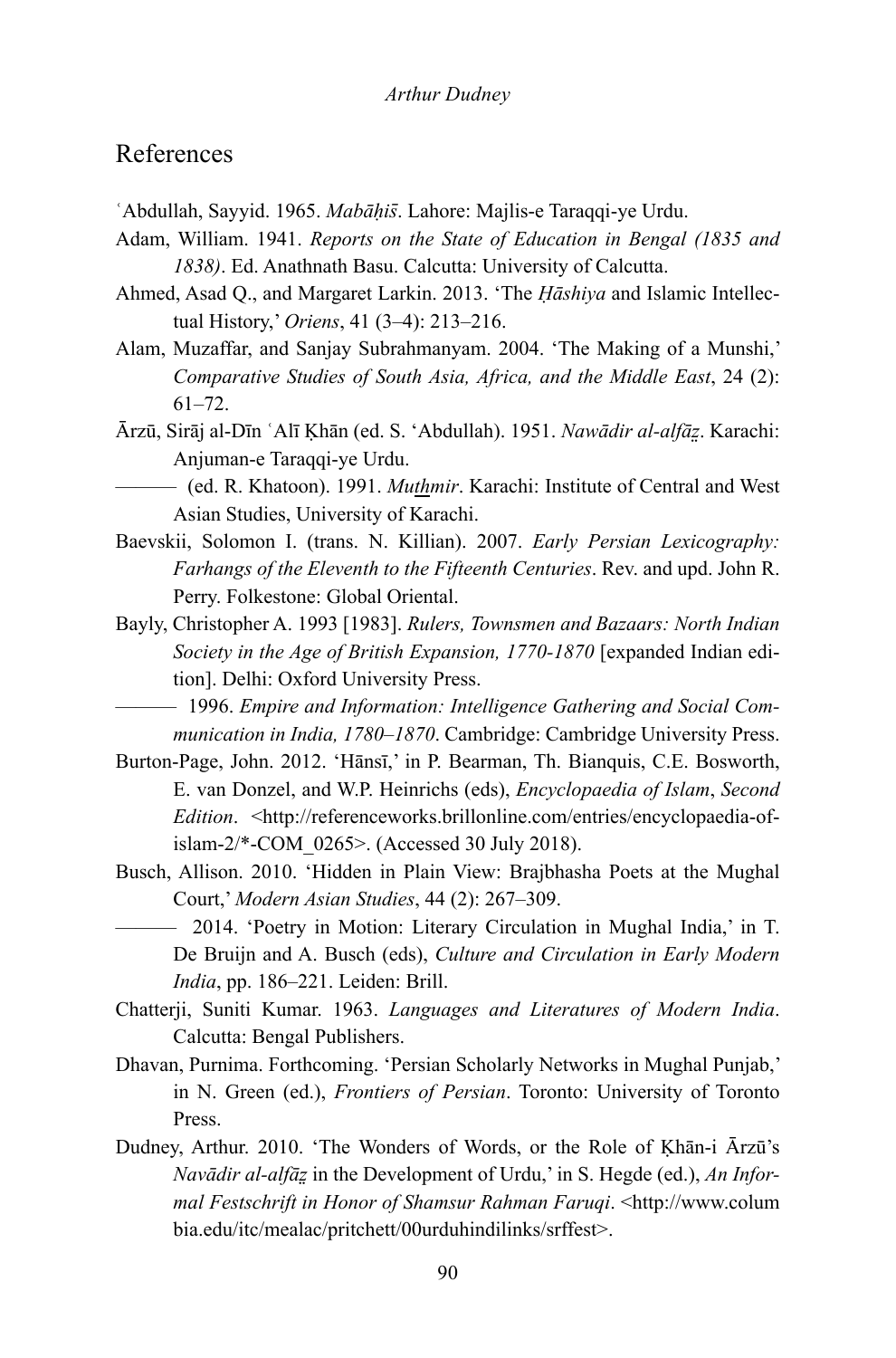# References

ʿAbdullah, Sayyid. 1965. *Mabāḥis̱*. Lahore: Majlis-e Taraqqi-ye Urdu.

Adam, William. 1941. *Reports on the State of Education in Bengal (1835 and 1838)*. Ed. Anathnath Basu. Calcutta: University of Calcutta.

Ahmed, Asad Q., and Margaret Larkin. 2013. 'The *Ḥāshiya* and Islamic Intellectual History,' *Oriens*, 41 (3–4): 213–216.

Alam, Muzaffar, and Sanjay Subrahmanyam. 2004. 'The Making of a Munshi,' *Comparative Studies of South Asia, Africa, and the Middle East*, 24 (2): 61–72.

Ārzū, Sirāj al-Dīn ʿAlī Ḳhān (ed. S. 'Abdullah). 1951. *Nawādir al-alfāẓ*. Karachi: Anjuman-e Taraqqi-ye Urdu.

——— (ed. R. Khatoon). 1991. *Muṯhmir*. Karachi: Institute of Central and West Asian Studies, University of Karachi.

Baevskii, Solomon I. (trans. N. Killian). 2007. *Early Persian Lexicography: Farhangs of the Eleventh to the Fifteenth Centuries*. Rev. and upd. John R. Perry. Folkestone: Global Oriental.

Bayly, Christopher A. 1993 [1983]. *Rulers, Townsmen and Bazaars: North Indian Society in the Age of British Expansion, 1770-1870* [expanded Indian edition]. Delhi: Oxford University Press.

——— 1996. *Empire and Information: Intelligence Gathering and Social Communication in India, 1780–1870*. Cambridge: Cambridge University Press.

Burton-Page, John. 2012. 'Hānsī,' in P. Bearman, Th. Bianquis, C.E. Bosworth, E. van Donzel, and W.P. Heinrichs (eds), *Encyclopaedia of Islam*, *Second Edition*. <http://referenceworks.brillonline.com/entries/encyclopaedia-of-islam-2/*-COM_0265>. (Accessed 30 July 2018).

Busch, Allison. 2010. 'Hidden in Plain View: Brajbhasha Poets at the Mughal Court,' *Modern Asian Studies*, 44 (2): 267–309.

——— 2014. 'Poetry in Motion: Literary Circulation in Mughal India,' in T. De Bruijn and A. Busch (eds), *Culture and Circulation in Early Modern India*, pp. 186–221. Leiden: Brill.

Chatterji, Suniti Kumar. 1963. *Languages and Literatures of Modern India*. Calcutta: Bengal Publishers.

Dhavan, Purnima. Forthcoming. 'Persian Scholarly Networks in Mughal Punjab,' in N. Green (ed.), *Frontiers of Persian*. Toronto: University of Toronto Press.

Dudney, Arthur. 2010. 'The Wonders of Words, or the Role of Ḳhān-i Ārzū's *Navādir al-alfāẓ* in the Development of Urdu,' in S. Hegde (ed.), *An Informal Festschrift in Honor of Shamsur Rahman Faruqi*. <http://www.columbia.edu/itc/mealac/pritchett/00urduhindilinks/srffest>.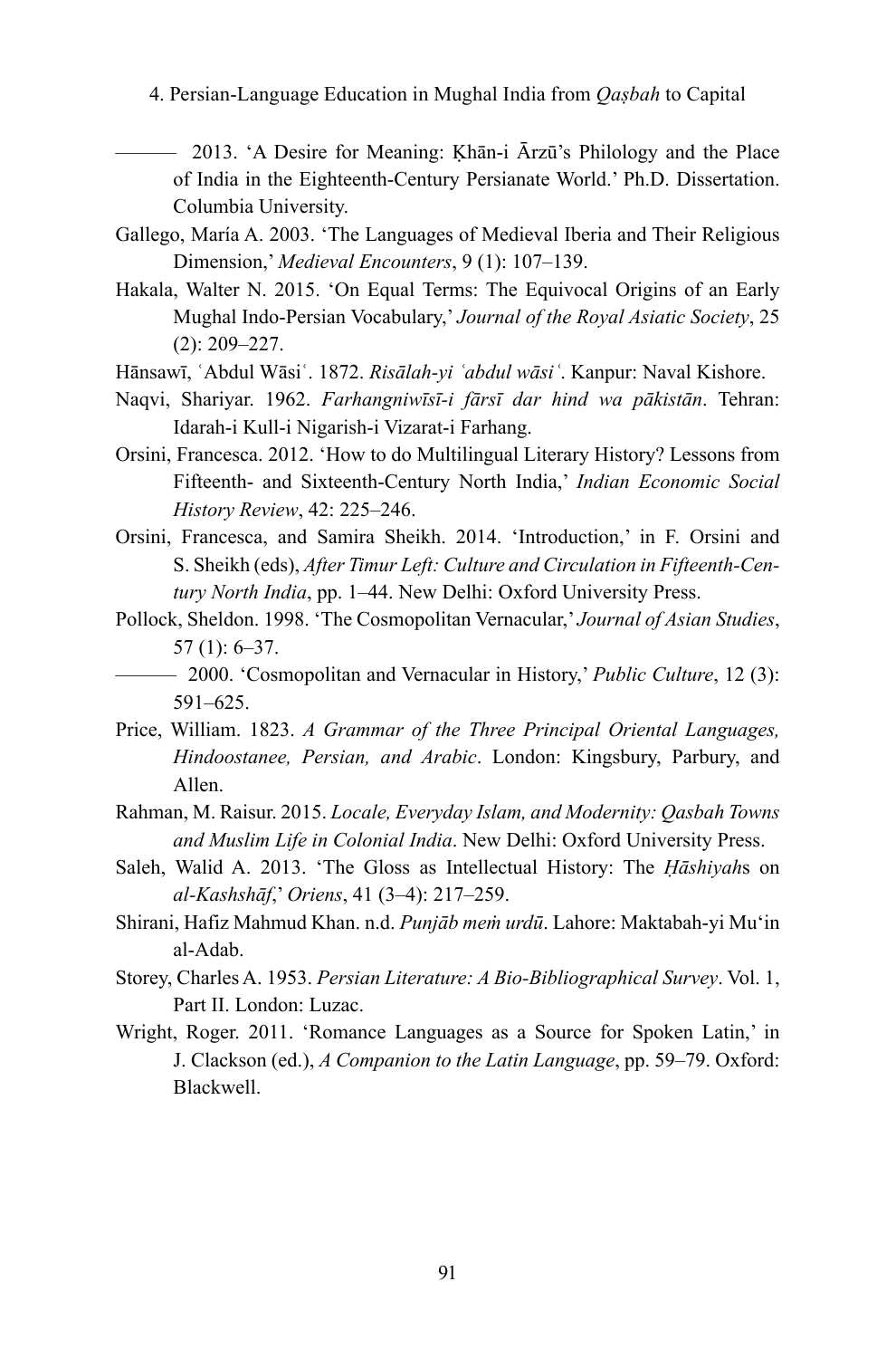——— 2013. 'A Desire for Meaning: Ḳhān-i Ārzū's Philology and the Place of India in the Eighteenth-Century Persianate World.' Ph.D. Dissertation. Columbia University.

Gallego, María A. 2003. 'The Languages of Medieval Iberia and Their Religious Dimension,' *Medieval Encounters*, 9 (1): 107–139.

Hakala, Walter N. 2015. 'On Equal Terms: The Equivocal Origins of an Early Mughal Indo-Persian Vocabulary,' *Journal of the Royal Asiatic Society*, 25 (2): 209–227.

Hānsawī, ʿAbdul Wāsiʿ. 1872. *Risālah-yi ʿabdul wāsiʿ*. Kanpur: Naval Kishore.

Naqvi, Shariyar. 1962. *Farhangniwīsī-i fārsī dar hind wa pākistān*. Tehran: Idarah-i Kull-i Nigarish-i Vizarat-i Farhang.

Orsini, Francesca. 2012. 'How to do Multilingual Literary History? Lessons from Fifteenth- and Sixteenth-Century North India,' *Indian Economic Social History Review*, 42: 225–246.

Orsini, Francesca, and Samira Sheikh. 2014. 'Introduction,' in F. Orsini and S. Sheikh (eds), *After Timur Left: Culture and Circulation in Fifteenth-Century North India*, pp. 1–44. New Delhi: Oxford University Press.

Pollock, Sheldon. 1998. 'The Cosmopolitan Vernacular,' *Journal of Asian Studies*, 57 (1): 6–37.

——— 2000. 'Cosmopolitan and Vernacular in History,' *Public Culture*, 12 (3): 591–625.

Price, William. 1823. *A Grammar of the Three Principal Oriental Languages, Hindoostanee, Persian, and Arabic*. London: Kingsbury, Parbury, and Allen.

Rahman, M. Raisur. 2015. *Locale, Everyday Islam, and Modernity: Qasbah Towns and Muslim Life in Colonial India*. New Delhi: Oxford University Press.

Saleh, Walid A. 2013. 'The Gloss as Intellectual History: The *Ḥāshiyah*s on *al-Kashshāf*,' *Oriens*, 41 (3–4): 217–259.

Shirani, Hafiz Mahmud Khan. n.d. *Punjāb meṁ urdū*. Lahore: Maktabah-yi Mu'in al-Adab.

Storey, Charles A. 1953. *Persian Literature: A Bio-Bibliographical Survey*. Vol. 1, Part II. London: Luzac.

Wright, Roger. 2011. 'Romance Languages as a Source for Spoken Latin,' in J. Clackson (ed.), *A Companion to the Latin Language*, pp. 59–79. Oxford: Blackwell.